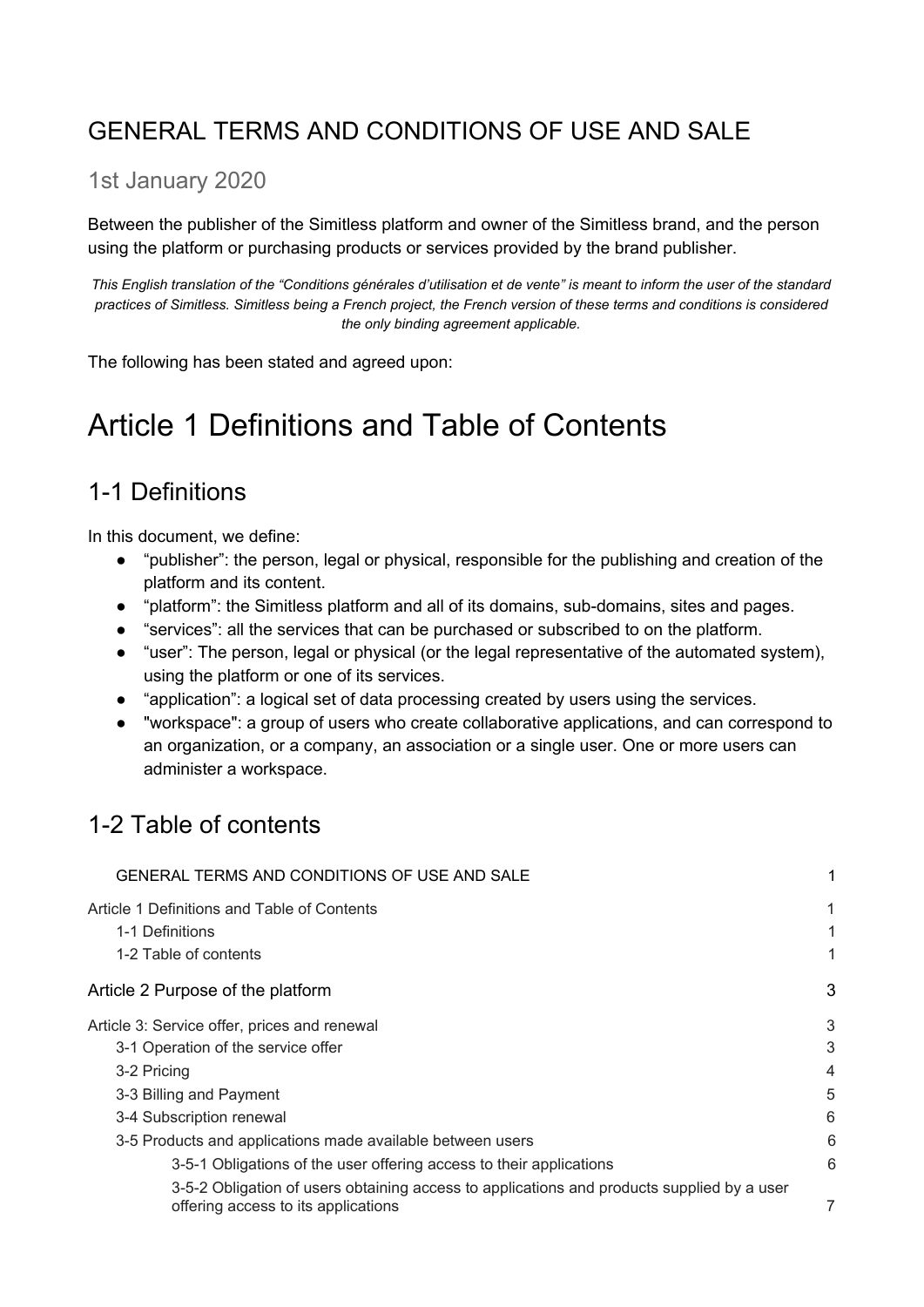## GENERAL TERMS AND CONDITIONS OF USE AND SALE

### 1st January 2020

Between the publisher of the Simitless platform and owner of the Simitless brand, and the person using the platform or purchasing products or services provided by the brand publisher.

*This English translation of the "Conditions générales d'utilisation et de vente" is meant to inform the user of the standard practices of Simitless. Simitless being a French project, the French version of these terms and conditions is considered the only binding agreement applicable.*

The following has been stated and agreed upon:

# Article 1 Definitions and Table of Contents

## 1-1 Definitions

In this document, we define:

- "publisher": the person, legal or physical, responsible for the publishing and creation of the platform and its content.
- "platform": the Simitless platform and all of its domains, sub-domains, sites and pages.
- "services": all the services that can be purchased or subscribed to on the platform.
- "user": The person, legal or physical (or the legal representative of the automated system), using the platform or one of its services.
- "application": a logical set of data processing created by users using the services.
- "workspace": a group of users who create collaborative applications, and can correspond to an organization, or a company, an association or a single user. One or more users can administer a workspace.

## 1-2 Table of contents

| | |
|---|---|
| GENERAL TERMS AND CONDITIONS OF USE AND SALE | 1 |
| Article 1 Definitions and Table of Contents | 1 |
| 1-1 Definitions | 1 |
| 1-2 Table of contents | 1 |
| Article 2 Purpose of the platform | 3 |
| Article 3: Service offer, prices and renewal | 3 |
| 3-1 Operation of the service offer | 3 |
| 3-2 Pricing | 4 |
| 3-3 Billing and Payment | 5 |
| 3-4 Subscription renewal | 6 |
| 3-5 Products and applications made available between users | 6 |
| 3-5-1 Obligations of the user offering access to their applications | 6 |
| 3-5-2 Obligation of users obtaining access to applications and products supplied by a user offering access to its applications | 7 |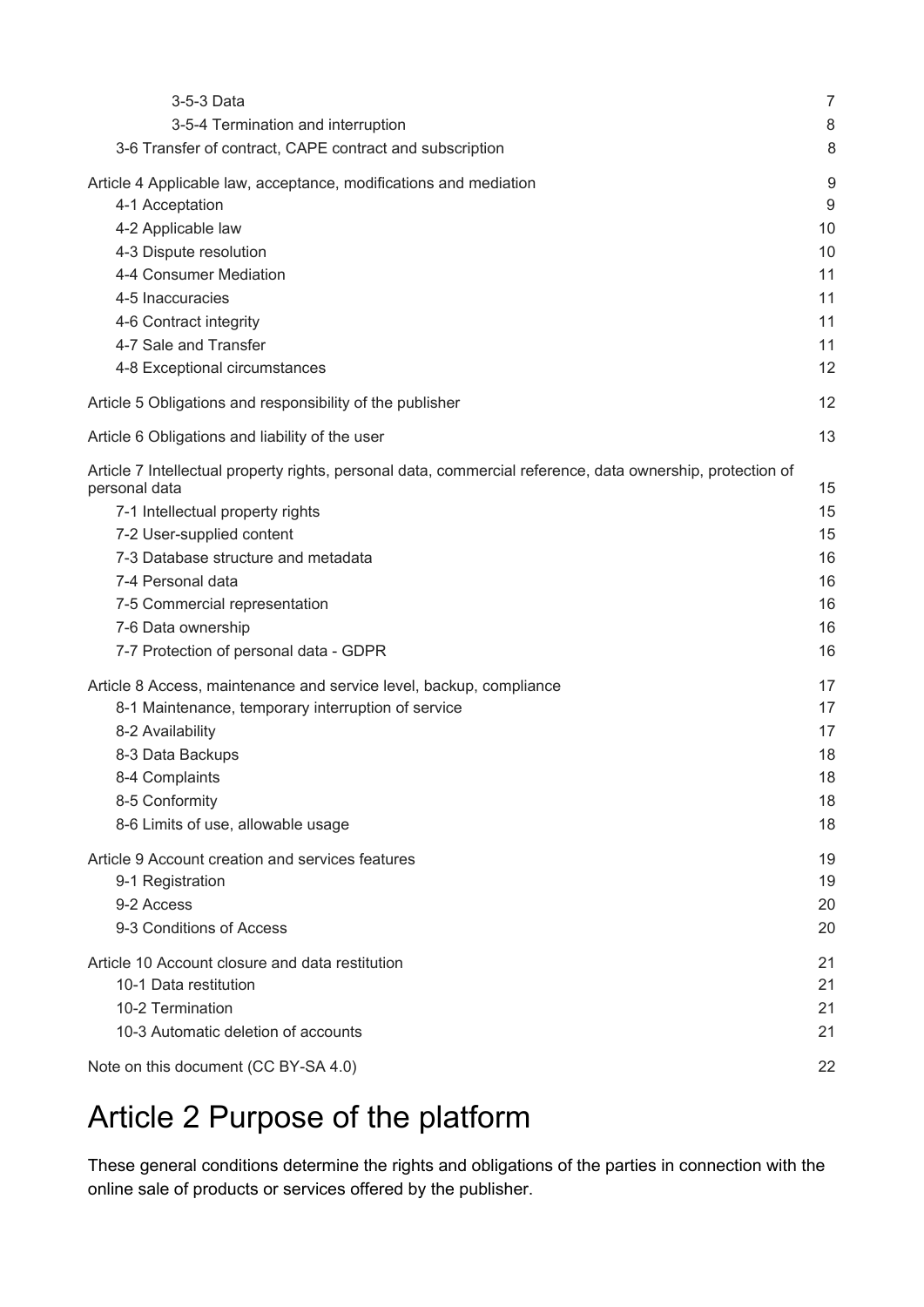3-5-3 Data 7
3-5-4 Termination and interruption 8
3-6 Transfer of contract, CAPE contract and subscription 8

Article 4 Applicable law, acceptance, modifications and mediation 9
4-1 Acceptation 9
4-2 Applicable law 10
4-3 Dispute resolution 10
4-4 Consumer Mediation 11
4-5 Inaccuracies 11
4-6 Contract integrity 11
4-7 Sale and Transfer 11
4-8 Exceptional circumstances 12

Article 5 Obligations and responsibility of the publisher 12

Article 6 Obligations and liability of the user 13

Article 7 Intellectual property rights, personal data, commercial reference, data ownership, protection of personal data 15
7-1 Intellectual property rights 15
7-2 User-supplied content 15
7-3 Database structure and metadata 16
7-4 Personal data 16
7-5 Commercial representation 16
7-6 Data ownership 16
7-7 Protection of personal data - GDPR 16

Article 8 Access, maintenance and service level, backup, compliance 17
8-1 Maintenance, temporary interruption of service 17
8-2 Availability 17
8-3 Data Backups 18
8-4 Complaints 18
8-5 Conformity 18
8-6 Limits of use, allowable usage 18

Article 9 Account creation and services features 19
9-1 Registration 19
9-2 Access 20
9-3 Conditions of Access 20

Article 10 Account closure and data restitution 21
10-1 Data restitution 21
10-2 Termination 21
10-3 Automatic deletion of accounts 21

Note on this document (CC BY-SA 4.0) 22

# Article 2 Purpose of the platform

These general conditions determine the rights and obligations of the parties in connection with the online sale of products or services offered by the publisher.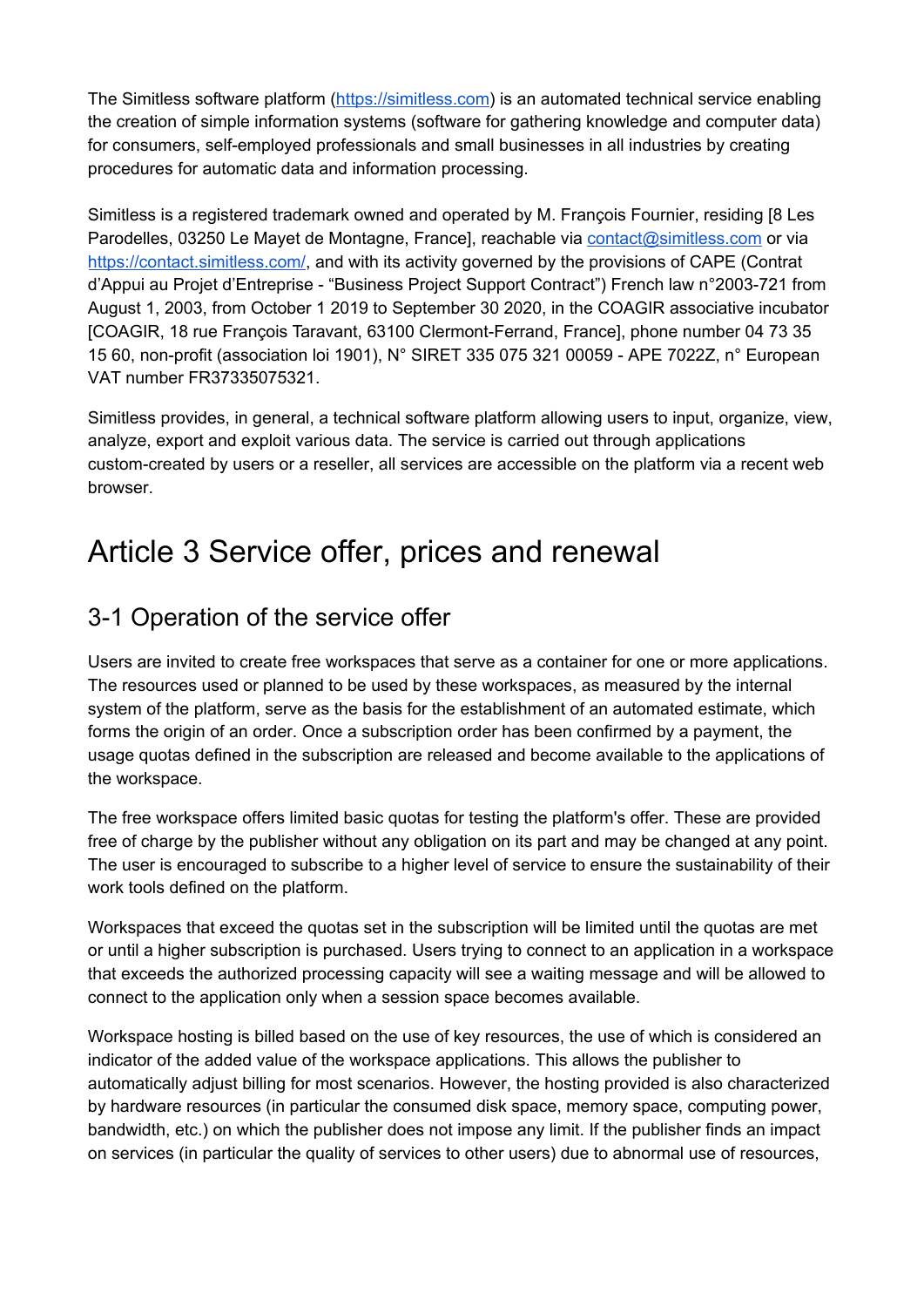The Simitless software platform (https://simitless.com) is an automated technical service enabling the creation of simple information systems (software for gathering knowledge and computer data) for consumers, self-employed professionals and small businesses in all industries by creating procedures for automatic data and information processing.

Simitless is a registered trademark owned and operated by M. François Fournier, residing [8 Les Parodelles, 03250 Le Mayet de Montagne, France], reachable via contact@simitless.com or via https://contact.simitless.com/, and with its activity governed by the provisions of CAPE (Contrat d'Appui au Projet d'Entreprise - "Business Project Support Contract") French law n°2003-721 from August 1, 2003, from October 1 2019 to September 30 2020, in the COAGIR associative incubator [COAGIR, 18 rue François Taravant, 63100 Clermont-Ferrand, France], phone number 04 73 35 15 60, non-profit (association loi 1901), N° SIRET 335 075 321 00059 - APE 7022Z, n° European VAT number FR37335075321.

Simitless provides, in general, a technical software platform allowing users to input, organize, view, analyze, export and exploit various data. The service is carried out through applications custom-created by users or a reseller, all services are accessible on the platform via a recent web browser.

# Article 3 Service offer, prices and renewal

## 3-1 Operation of the service offer

Users are invited to create free workspaces that serve as a container for one or more applications. The resources used or planned to be used by these workspaces, as measured by the internal system of the platform, serve as the basis for the establishment of an automated estimate, which forms the origin of an order. Once a subscription order has been confirmed by a payment, the usage quotas defined in the subscription are released and become available to the applications of the workspace.

The free workspace offers limited basic quotas for testing the platform's offer. These are provided free of charge by the publisher without any obligation on its part and may be changed at any point. The user is encouraged to subscribe to a higher level of service to ensure the sustainability of their work tools defined on the platform.

Workspaces that exceed the quotas set in the subscription will be limited until the quotas are met or until a higher subscription is purchased. Users trying to connect to an application in a workspace that exceeds the authorized processing capacity will see a waiting message and will be allowed to connect to the application only when a session space becomes available.

Workspace hosting is billed based on the use of key resources, the use of which is considered an indicator of the added value of the workspace applications. This allows the publisher to automatically adjust billing for most scenarios. However, the hosting provided is also characterized by hardware resources (in particular the consumed disk space, memory space, computing power, bandwidth, etc.) on which the publisher does not impose any limit. If the publisher finds an impact on services (in particular the quality of services to other users) due to abnormal use of resources,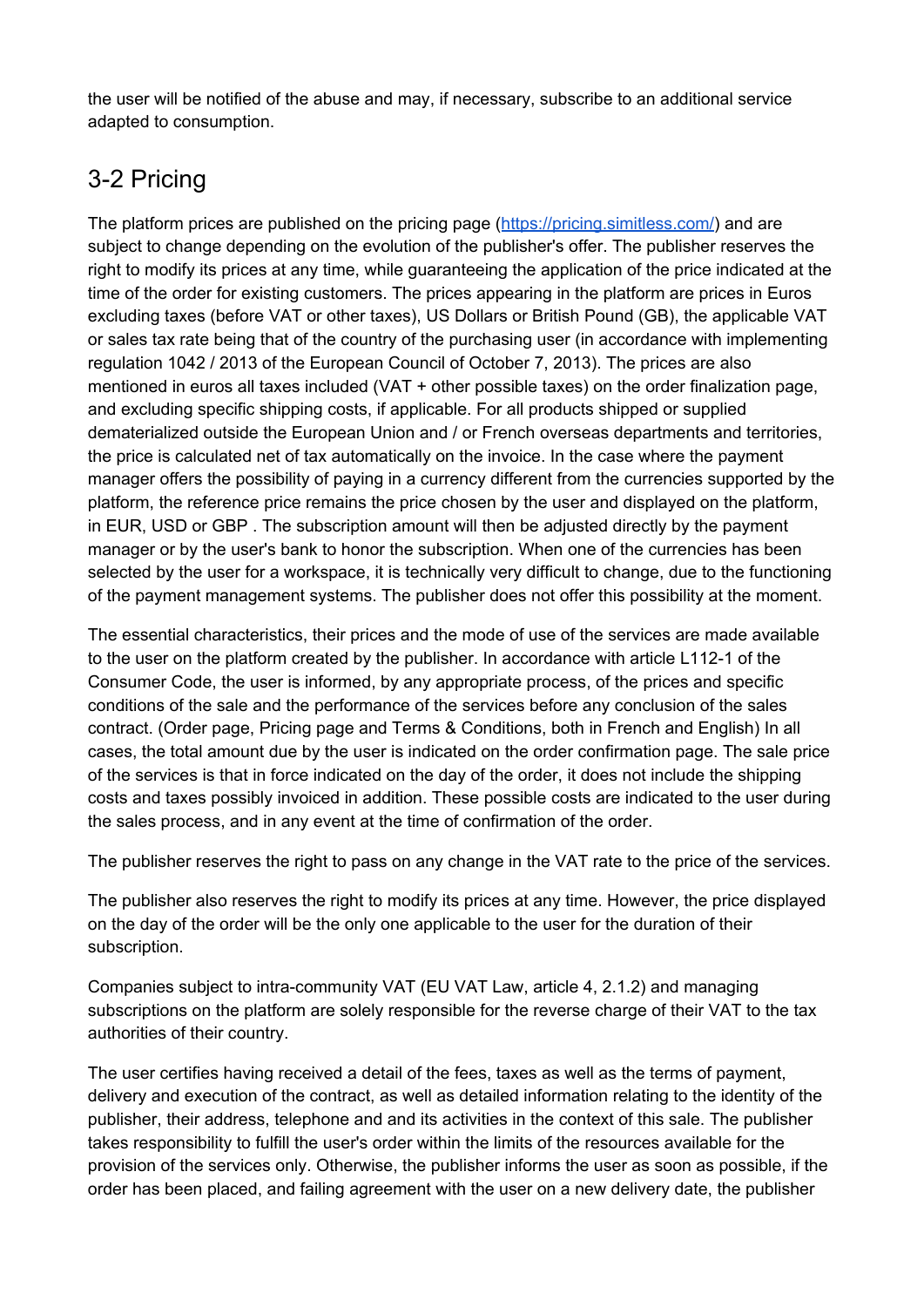the user will be notified of the abuse and may, if necessary, subscribe to an additional service adapted to consumption.

## 3-2 Pricing

The platform prices are published on the pricing page ([https://pricing.simitless.com/](https://pricing.simitless.com/)) and are subject to change depending on the evolution of the publisher's offer. The publisher reserves the right to modify its prices at any time, while guaranteeing the application of the price indicated at the time of the order for existing customers. The prices appearing in the platform are prices in Euros excluding taxes (before VAT or other taxes), US Dollars or British Pound (GB), the applicable VAT or sales tax rate being that of the country of the purchasing user (in accordance with implementing regulation 1042 / 2013 of the European Council of October 7, 2013). The prices are also mentioned in euros all taxes included (VAT + other possible taxes) on the order finalization page, and excluding specific shipping costs, if applicable. For all products shipped or supplied dematerialized outside the European Union and / or French overseas departments and territories, the price is calculated net of tax automatically on the invoice. In the case where the payment manager offers the possibility of paying in a currency different from the currencies supported by the platform, the reference price remains the price chosen by the user and displayed on the platform, in EUR, USD or GBP . The subscription amount will then be adjusted directly by the payment manager or by the user's bank to honor the subscription. When one of the currencies has been selected by the user for a workspace, it is technically very difficult to change, due to the functioning of the payment management systems. The publisher does not offer this possibility at the moment.

The essential characteristics, their prices and the mode of use of the services are made available to the user on the platform created by the publisher. In accordance with article L112-1 of the Consumer Code, the user is informed, by any appropriate process, of the prices and specific conditions of the sale and the performance of the services before any conclusion of the sales contract. (Order page, Pricing page and Terms & Conditions, both in French and English) In all cases, the total amount due by the user is indicated on the order confirmation page. The sale price of the services is that in force indicated on the day of the order, it does not include the shipping costs and taxes possibly invoiced in addition. These possible costs are indicated to the user during the sales process, and in any event at the time of confirmation of the order.

The publisher reserves the right to pass on any change in the VAT rate to the price of the services.

The publisher also reserves the right to modify its prices at any time. However, the price displayed on the day of the order will be the only one applicable to the user for the duration of their subscription.

Companies subject to intra-community VAT (EU VAT Law, article 4, 2.1.2) and managing subscriptions on the platform are solely responsible for the reverse charge of their VAT to the tax authorities of their country.

The user certifies having received a detail of the fees, taxes as well as the terms of payment, delivery and execution of the contract, as well as detailed information relating to the identity of the publisher, their address, telephone and and its activities in the context of this sale. The publisher takes responsibility to fulfill the user's order within the limits of the resources available for the provision of the services only. Otherwise, the publisher informs the user as soon as possible, if the order has been placed, and failing agreement with the user on a new delivery date, the publisher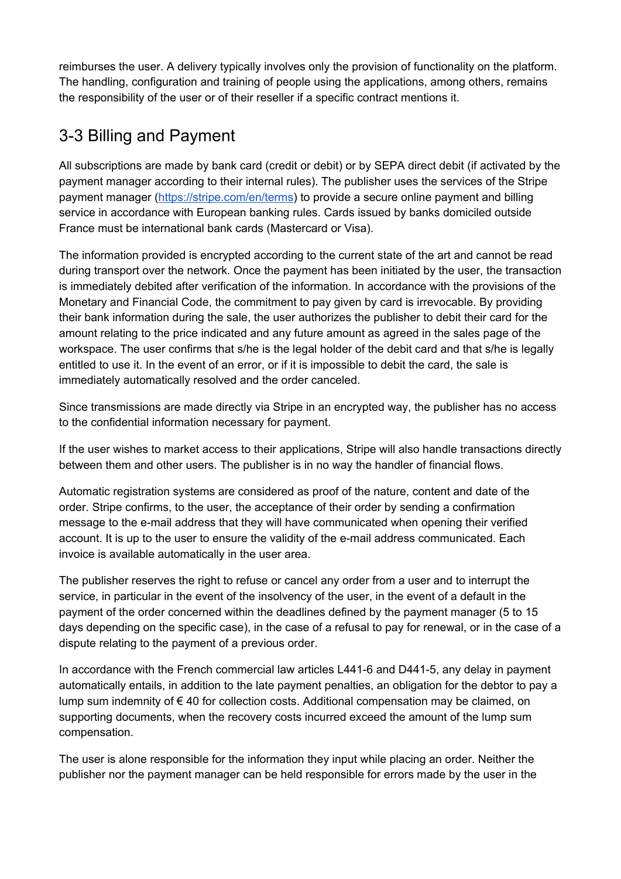reimburses the user. A delivery typically involves only the provision of functionality on the platform. The handling, configuration and training of people using the applications, among others, remains the responsibility of the user or of their reseller if a specific contract mentions it.

## 3-3 Billing and Payment

All subscriptions are made by bank card (credit or debit) or by SEPA direct debit (if activated by the payment manager according to their internal rules). The publisher uses the services of the Stripe payment manager ([https://stripe.com/en/terms](https://stripe.com/en/terms)) to provide a secure online payment and billing service in accordance with European banking rules. Cards issued by banks domiciled outside France must be international bank cards (Mastercard or Visa).

The information provided is encrypted according to the current state of the art and cannot be read during transport over the network. Once the payment has been initiated by the user, the transaction is immediately debited after verification of the information. In accordance with the provisions of the Monetary and Financial Code, the commitment to pay given by card is irrevocable. By providing their bank information during the sale, the user authorizes the publisher to debit their card for the amount relating to the price indicated and any future amount as agreed in the sales page of the workspace. The user confirms that s/he is the legal holder of the debit card and that s/he is legally entitled to use it. In the event of an error, or if it is impossible to debit the card, the sale is immediately automatically resolved and the order canceled.

Since transmissions are made directly via Stripe in an encrypted way, the publisher has no access to the confidential information necessary for payment.

If the user wishes to market access to their applications, Stripe will also handle transactions directly between them and other users. The publisher is in no way the handler of financial flows.

Automatic registration systems are considered as proof of the nature, content and date of the order. Stripe confirms, to the user, the acceptance of their order by sending a confirmation message to the e-mail address that they will have communicated when opening their verified account. It is up to the user to ensure the validity of the e-mail address communicated. Each invoice is available automatically in the user area.

The publisher reserves the right to refuse or cancel any order from a user and to interrupt the service, in particular in the event of the insolvency of the user, in the event of a default in the payment of the order concerned within the deadlines defined by the payment manager (5 to 15 days depending on the specific case), in the case of a refusal to pay for renewal, or in the case of a dispute relating to the payment of a previous order.

In accordance with the French commercial law articles L441-6 and D441-5, any delay in payment automatically entails, in addition to the late payment penalties, an obligation for the debtor to pay a lump sum indemnity of € 40 for collection costs. Additional compensation may be claimed, on supporting documents, when the recovery costs incurred exceed the amount of the lump sum compensation.

The user is alone responsible for the information they input while placing an order. Neither the publisher nor the payment manager can be held responsible for errors made by the user in the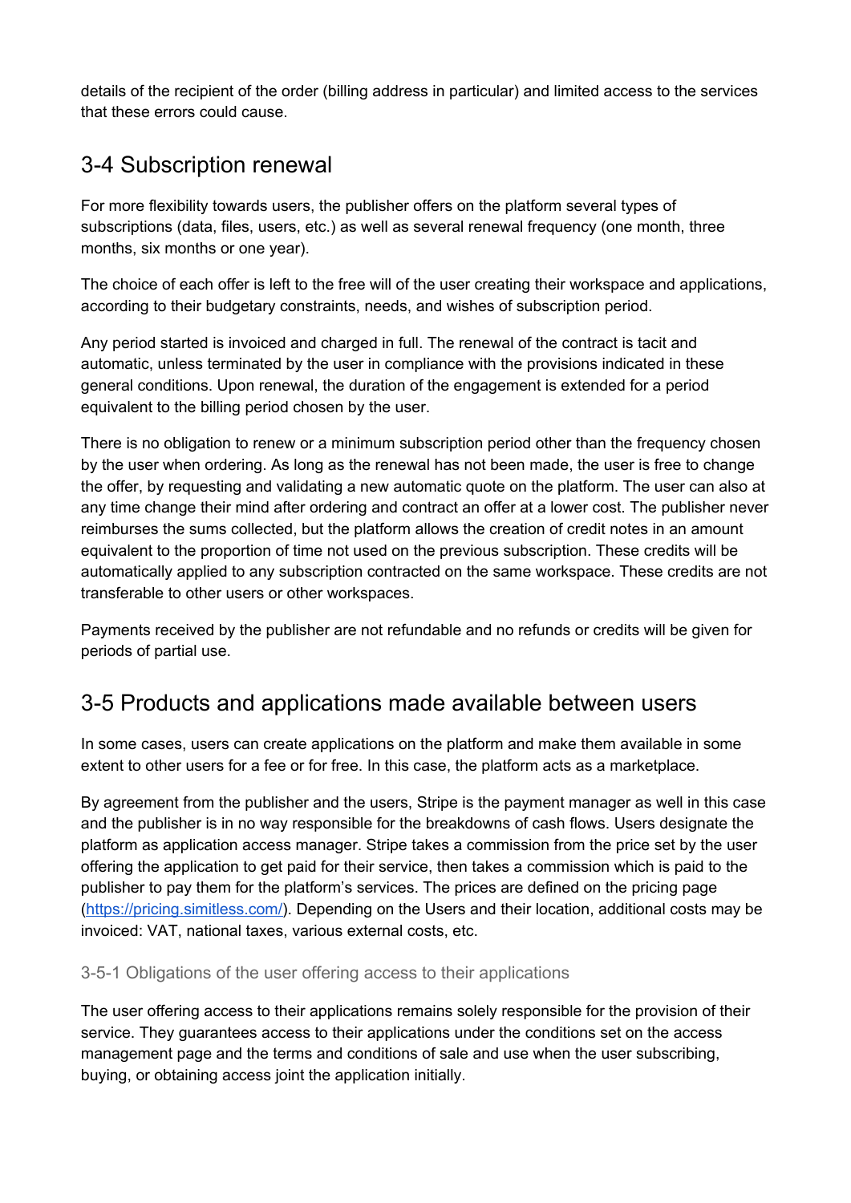details of the recipient of the order (billing address in particular) and limited access to the services that these errors could cause.

## 3-4 Subscription renewal

For more flexibility towards users, the publisher offers on the platform several types of subscriptions (data, files, users, etc.) as well as several renewal frequency (one month, three months, six months or one year).

The choice of each offer is left to the free will of the user creating their workspace and applications, according to their budgetary constraints, needs, and wishes of subscription period.

Any period started is invoiced and charged in full. The renewal of the contract is tacit and automatic, unless terminated by the user in compliance with the provisions indicated in these general conditions. Upon renewal, the duration of the engagement is extended for a period equivalent to the billing period chosen by the user.

There is no obligation to renew or a minimum subscription period other than the frequency chosen by the user when ordering. As long as the renewal has not been made, the user is free to change the offer, by requesting and validating a new automatic quote on the platform. The user can also at any time change their mind after ordering and contract an offer at a lower cost. The publisher never reimburses the sums collected, but the platform allows the creation of credit notes in an amount equivalent to the proportion of time not used on the previous subscription. These credits will be automatically applied to any subscription contracted on the same workspace. These credits are not transferable to other users or other workspaces.

Payments received by the publisher are not refundable and no refunds or credits will be given for periods of partial use.

## 3-5 Products and applications made available between users

In some cases, users can create applications on the platform and make them available in some extent to other users for a fee or for free. In this case, the platform acts as a marketplace.

By agreement from the publisher and the users, Stripe is the payment manager as well in this case and the publisher is in no way responsible for the breakdowns of cash flows. Users designate the platform as application access manager. Stripe takes a commission from the price set by the user offering the application to get paid for their service, then takes a commission which is paid to the publisher to pay them for the platform's services. The prices are defined on the pricing page ([https://pricing.simitless.com/](https://pricing.simitless.com/)). Depending on the Users and their location, additional costs may be invoiced: VAT, national taxes, various external costs, etc.

### 3-5-1 Obligations of the user offering access to their applications

The user offering access to their applications remains solely responsible for the provision of their service. They guarantees access to their applications under the conditions set on the access management page and the terms and conditions of sale and use when the user subscribing, buying, or obtaining access joint the application initially.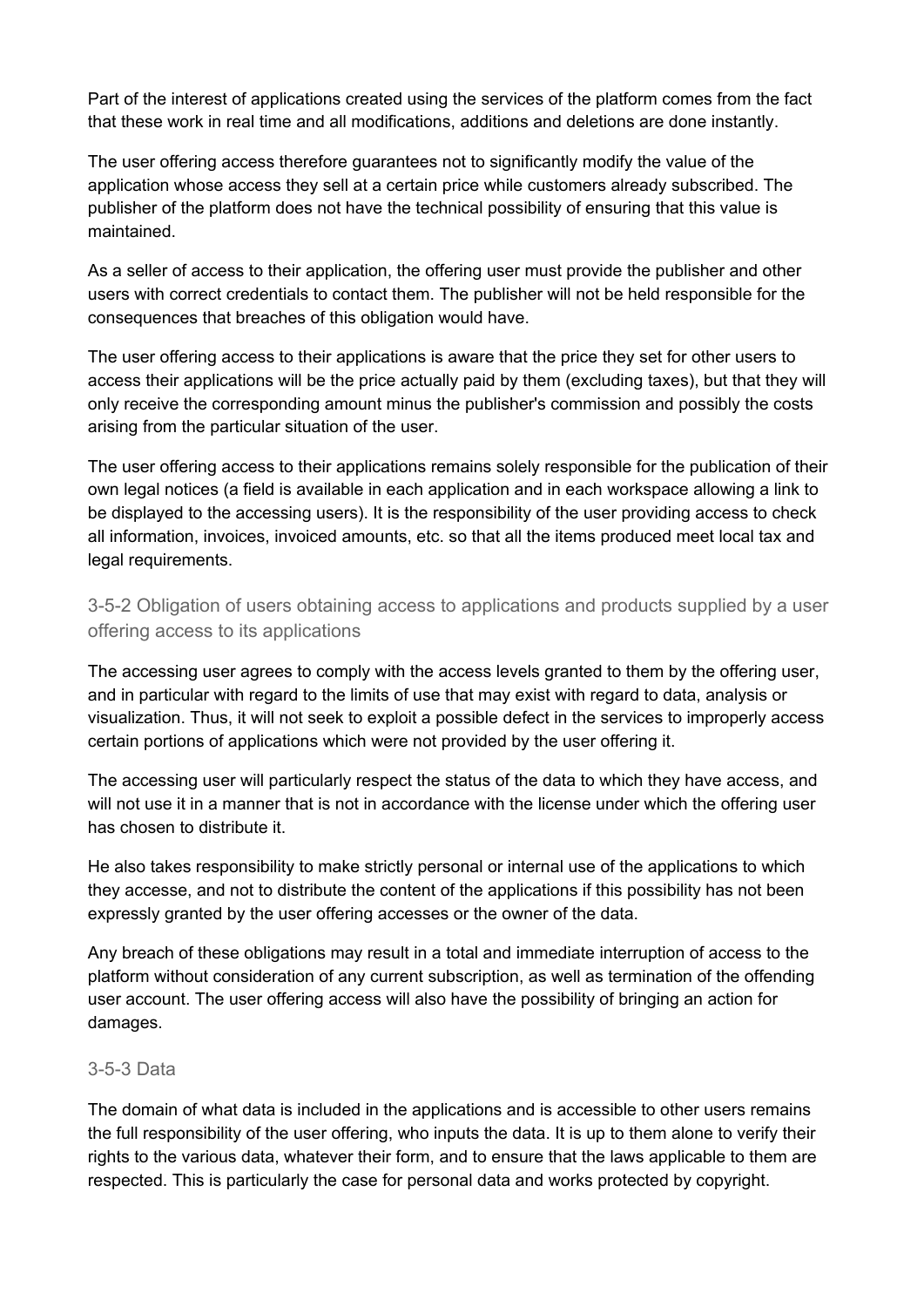Part of the interest of applications created using the services of the platform comes from the fact that these work in real time and all modifications, additions and deletions are done instantly.

The user offering access therefore guarantees not to significantly modify the value of the application whose access they sell at a certain price while customers already subscribed. The publisher of the platform does not have the technical possibility of ensuring that this value is maintained.

As a seller of access to their application, the offering user must provide the publisher and other users with correct credentials to contact them. The publisher will not be held responsible for the consequences that breaches of this obligation would have.

The user offering access to their applications is aware that the price they set for other users to access their applications will be the price actually paid by them (excluding taxes), but that they will only receive the corresponding amount minus the publisher's commission and possibly the costs arising from the particular situation of the user.

The user offering access to their applications remains solely responsible for the publication of their own legal notices (a field is available in each application and in each workspace allowing a link to be displayed to the accessing users). It is the responsibility of the user providing access to check all information, invoices, invoiced amounts, etc. so that all the items produced meet local tax and legal requirements.

### 3-5-2 Obligation of users obtaining access to applications and products supplied by a user offering access to its applications

The accessing user agrees to comply with the access levels granted to them by the offering user, and in particular with regard to the limits of use that may exist with regard to data, analysis or visualization. Thus, it will not seek to exploit a possible defect in the services to improperly access certain portions of applications which were not provided by the user offering it.

The accessing user will particularly respect the status of the data to which they have access, and will not use it in a manner that is not in accordance with the license under which the offering user has chosen to distribute it.

He also takes responsibility to make strictly personal or internal use of the applications to which they accesse, and not to distribute the content of the applications if this possibility has not been expressly granted by the user offering accesses or the owner of the data.

Any breach of these obligations may result in a total and immediate interruption of access to the platform without consideration of any current subscription, as well as termination of the offending user account. The user offering access will also have the possibility of bringing an action for damages.

### 3-5-3 Data

The domain of what data is included in the applications and is accessible to other users remains the full responsibility of the user offering, who inputs the data. It is up to them alone to verify their rights to the various data, whatever their form, and to ensure that the laws applicable to them are respected. This is particularly the case for personal data and works protected by copyright.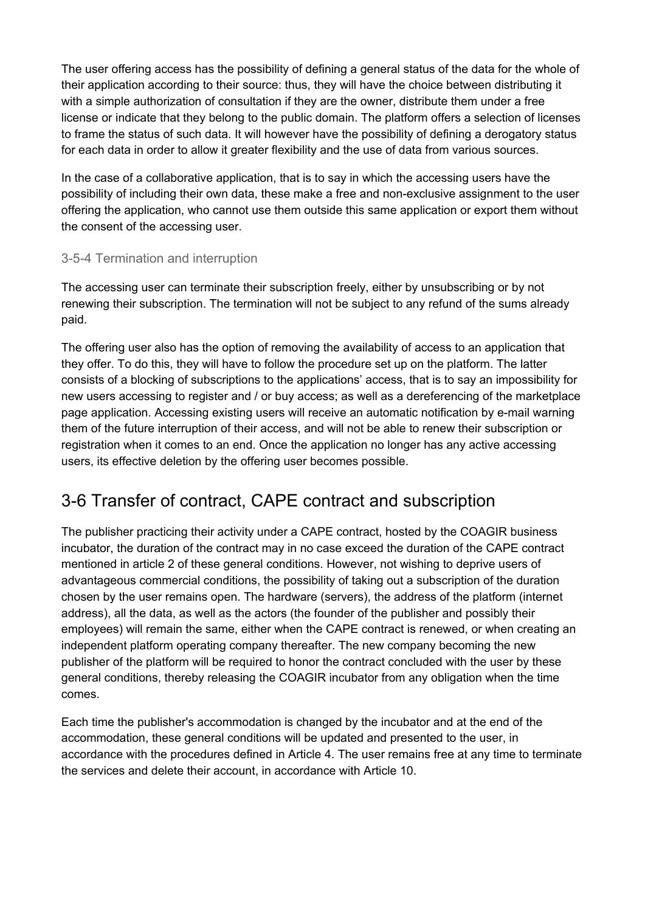The user offering access has the possibility of defining a general status of the data for the whole of their application according to their source: thus, they will have the choice between distributing it with a simple authorization of consultation if they are the owner, distribute them under a free license or indicate that they belong to the public domain. The platform offers a selection of licenses to frame the status of such data. It will however have the possibility of defining a derogatory status for each data in order to allow it greater flexibility and the use of data from various sources.

In the case of a collaborative application, that is to say in which the accessing users have the possibility of including their own data, these make a free and non-exclusive assignment to the user offering the application, who cannot use them outside this same application or export them without the consent of the accessing user.

### 3-5-4 Termination and interruption

The accessing user can terminate their subscription freely, either by unsubscribing or by not renewing their subscription. The termination will not be subject to any refund of the sums already paid.

The offering user also has the option of removing the availability of access to an application that they offer. To do this, they will have to follow the procedure set up on the platform. The latter consists of a blocking of subscriptions to the applications' access, that is to say an impossibility for new users accessing to register and / or buy access; as well as a dereferencing of the marketplace page application. Accessing existing users will receive an automatic notification by e-mail warning them of the future interruption of their access, and will not be able to renew their subscription or registration when it comes to an end. Once the application no longer has any active accessing users, its effective deletion by the offering user becomes possible.

## 3-6 Transfer of contract, CAPE contract and subscription

The publisher practicing their activity under a CAPE contract, hosted by the COAGIR business incubator, the duration of the contract may in no case exceed the duration of the CAPE contract mentioned in article 2 of these general conditions. However, not wishing to deprive users of advantageous commercial conditions, the possibility of taking out a subscription of the duration chosen by the user remains open. The hardware (servers), the address of the platform (internet address), all the data, as well as the actors (the founder of the publisher and possibly their employees) will remain the same, either when the CAPE contract is renewed, or when creating an independent platform operating company thereafter. The new company becoming the new publisher of the platform will be required to honor the contract concluded with the user by these general conditions, thereby releasing the COAGIR incubator from any obligation when the time comes.

Each time the publisher's accommodation is changed by the incubator and at the end of the accommodation, these general conditions will be updated and presented to the user, in accordance with the procedures defined in Article 4. The user remains free at any time to terminate the services and delete their account, in accordance with Article 10.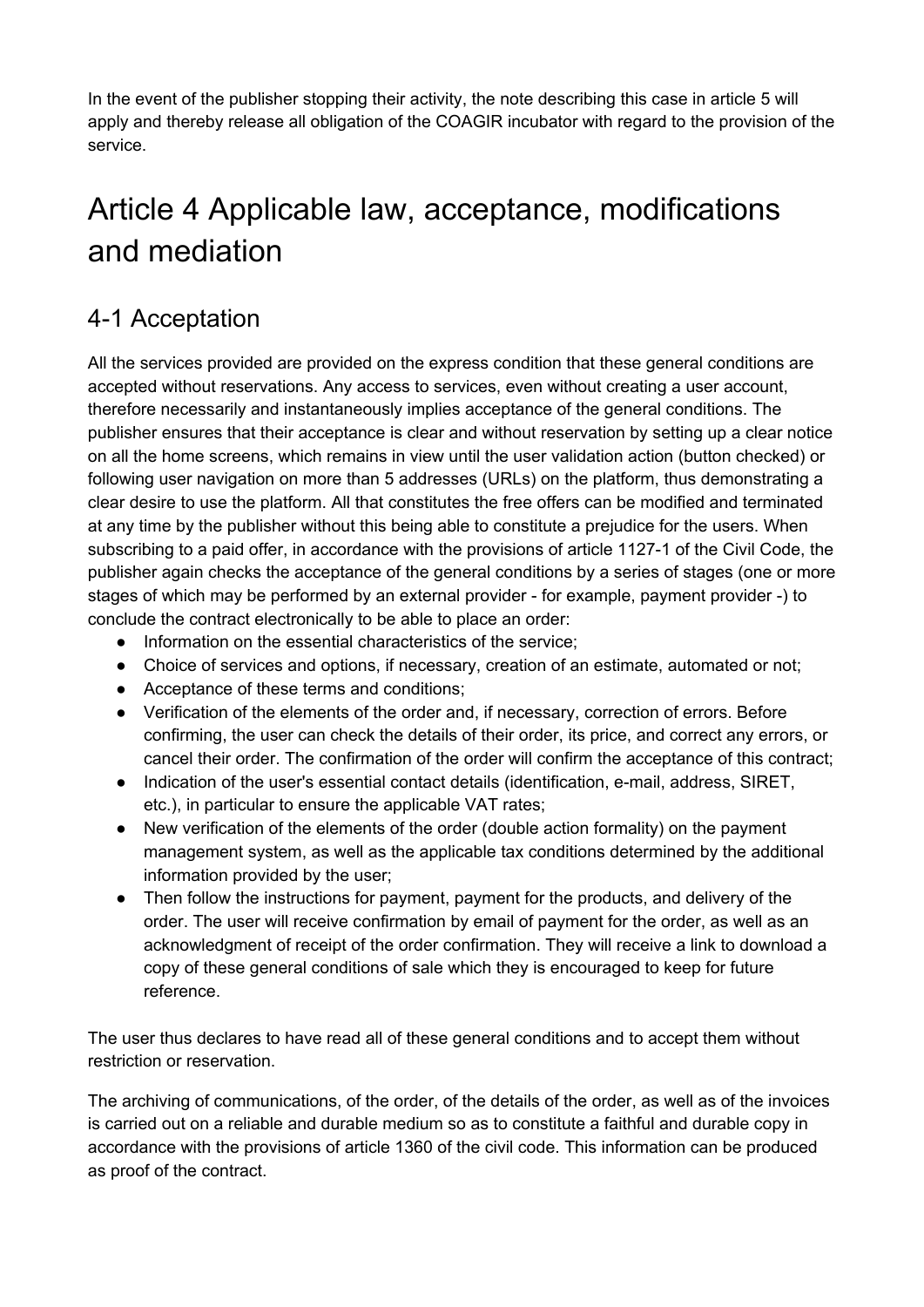In the event of the publisher stopping their activity, the note describing this case in article 5 will apply and thereby release all obligation of the COAGIR incubator with regard to the provision of the service.

# Article 4 Applicable law, acceptance, modifications and mediation

## 4-1 Acceptation

All the services provided are provided on the express condition that these general conditions are accepted without reservations. Any access to services, even without creating a user account, therefore necessarily and instantaneously implies acceptance of the general conditions. The publisher ensures that their acceptance is clear and without reservation by setting up a clear notice on all the home screens, which remains in view until the user validation action (button checked) or following user navigation on more than 5 addresses (URLs) on the platform, thus demonstrating a clear desire to use the platform. All that constitutes the free offers can be modified and terminated at any time by the publisher without this being able to constitute a prejudice for the users. When subscribing to a paid offer, in accordance with the provisions of article 1127-1 of the Civil Code, the publisher again checks the acceptance of the general conditions by a series of stages (one or more stages of which may be performed by an external provider - for example, payment provider -) to conclude the contract electronically to be able to place an order:

- Information on the essential characteristics of the service;
- Choice of services and options, if necessary, creation of an estimate, automated or not;
- Acceptance of these terms and conditions;
- Verification of the elements of the order and, if necessary, correction of errors. Before confirming, the user can check the details of their order, its price, and correct any errors, or cancel their order. The confirmation of the order will confirm the acceptance of this contract;
- Indication of the user's essential contact details (identification, e-mail, address, SIRET, etc.), in particular to ensure the applicable VAT rates;
- New verification of the elements of the order (double action formality) on the payment management system, as well as the applicable tax conditions determined by the additional information provided by the user;
- Then follow the instructions for payment, payment for the products, and delivery of the order. The user will receive confirmation by email of payment for the order, as well as an acknowledgment of receipt of the order confirmation. They will receive a link to download a copy of these general conditions of sale which they is encouraged to keep for future reference.

The user thus declares to have read all of these general conditions and to accept them without restriction or reservation.

The archiving of communications, of the order, of the details of the order, as well as of the invoices is carried out on a reliable and durable medium so as to constitute a faithful and durable copy in accordance with the provisions of article 1360 of the civil code. This information can be produced as proof of the contract.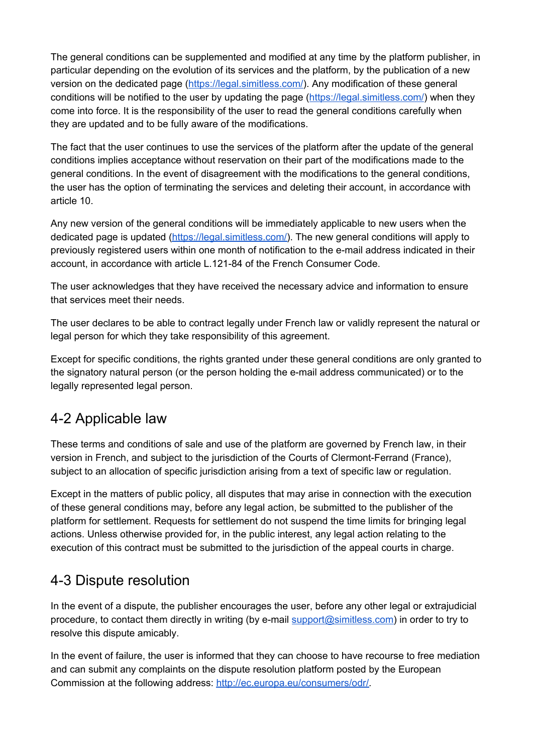The general conditions can be supplemented and modified at any time by the platform publisher, in particular depending on the evolution of its services and the platform, by the publication of a new version on the dedicated page (https://legal.simitless.com/). Any modification of these general conditions will be notified to the user by updating the page (https://legal.simitless.com/) when they come into force. It is the responsibility of the user to read the general conditions carefully when they are updated and to be fully aware of the modifications.

The fact that the user continues to use the services of the platform after the update of the general conditions implies acceptance without reservation on their part of the modifications made to the general conditions. In the event of disagreement with the modifications to the general conditions, the user has the option of terminating the services and deleting their account, in accordance with article 10.

Any new version of the general conditions will be immediately applicable to new users when the dedicated page is updated (https://legal.simitless.com/). The new general conditions will apply to previously registered users within one month of notification to the e-mail address indicated in their account, in accordance with article L.121-84 of the French Consumer Code.

The user acknowledges that they have received the necessary advice and information to ensure that services meet their needs.

The user declares to be able to contract legally under French law or validly represent the natural or legal person for which they take responsibility of this agreement.

Except for specific conditions, the rights granted under these general conditions are only granted to the signatory natural person (or the person holding the e-mail address communicated) or to the legally represented legal person.

## 4-2 Applicable law

These terms and conditions of sale and use of the platform are governed by French law, in their version in French, and subject to the jurisdiction of the Courts of Clermont-Ferrand (France), subject to an allocation of specific jurisdiction arising from a text of specific law or regulation.

Except in the matters of public policy, all disputes that may arise in connection with the execution of these general conditions may, before any legal action, be submitted to the publisher of the platform for settlement. Requests for settlement do not suspend the time limits for bringing legal actions. Unless otherwise provided for, in the public interest, any legal action relating to the execution of this contract must be submitted to the jurisdiction of the appeal courts in charge.

## 4-3 Dispute resolution

In the event of a dispute, the publisher encourages the user, before any other legal or extrajudicial procedure, to contact them directly in writing (by e-mail support@simitless.com) in order to try to resolve this dispute amicably.

In the event of failure, the user is informed that they can choose to have recourse to free mediation and can submit any complaints on the dispute resolution platform posted by the European Commission at the following address: http://ec.europa.eu/consumers/odr/.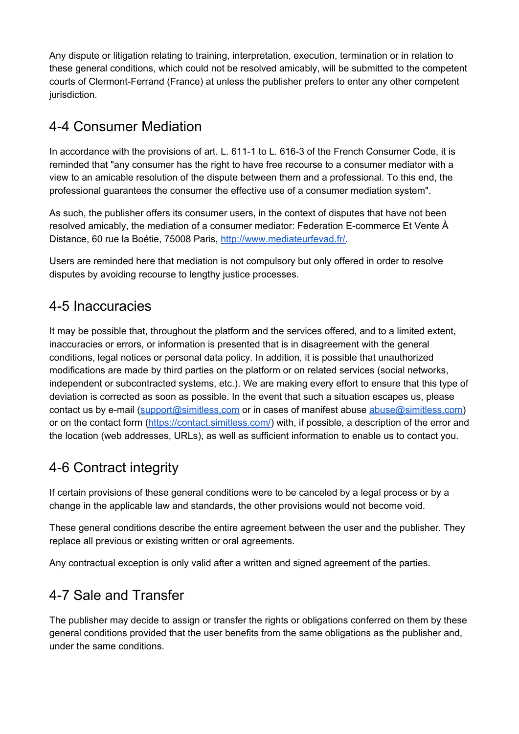Any dispute or litigation relating to training, interpretation, execution, termination or in relation to these general conditions, which could not be resolved amicably, will be submitted to the competent courts of Clermont-Ferrand (France) at unless the publisher prefers to enter any other competent jurisdiction.

## 4-4 Consumer Mediation

In accordance with the provisions of art. L. 611-1 to L. 616-3 of the French Consumer Code, it is reminded that "any consumer has the right to have free recourse to a consumer mediator with a view to an amicable resolution of the dispute between them and a professional. To this end, the professional guarantees the consumer the effective use of a consumer mediation system".

As such, the publisher offers its consumer users, in the context of disputes that have not been resolved amicably, the mediation of a consumer mediator: Federation E-commerce Et Vente À Distance, 60 rue la Boétie, 75008 Paris, [http://www.mediateurfevad.fr/](http://www.mediateurfevad.fr/).

Users are reminded here that mediation is not compulsory but only offered in order to resolve disputes by avoiding recourse to lengthy justice processes.

## 4-5 Inaccuracies

It may be possible that, throughout the platform and the services offered, and to a limited extent, inaccuracies or errors, or information is presented that is in disagreement with the general conditions, legal notices or personal data policy. In addition, it is possible that unauthorized modifications are made by third parties on the platform or on related services (social networks, independent or subcontracted systems, etc.). We are making every effort to ensure that this type of deviation is corrected as soon as possible. In the event that such a situation escapes us, please contact us by e-mail ([support@simitless.com](mailto:support@simitless.com) or in cases of manifest abuse [abuse@simitless.com](mailto:abuse@simitless.com)) or on the contact form ([https://contact.simitless.com/](https://contact.simitless.com/)) with, if possible, a description of the error and the location (web addresses, URLs), as well as sufficient information to enable us to contact you.

## 4-6 Contract integrity

If certain provisions of these general conditions were to be canceled by a legal process or by a change in the applicable law and standards, the other provisions would not become void.

These general conditions describe the entire agreement between the user and the publisher. They replace all previous or existing written or oral agreements.

Any contractual exception is only valid after a written and signed agreement of the parties.

## 4-7 Sale and Transfer

The publisher may decide to assign or transfer the rights or obligations conferred on them by these general conditions provided that the user benefits from the same obligations as the publisher and, under the same conditions.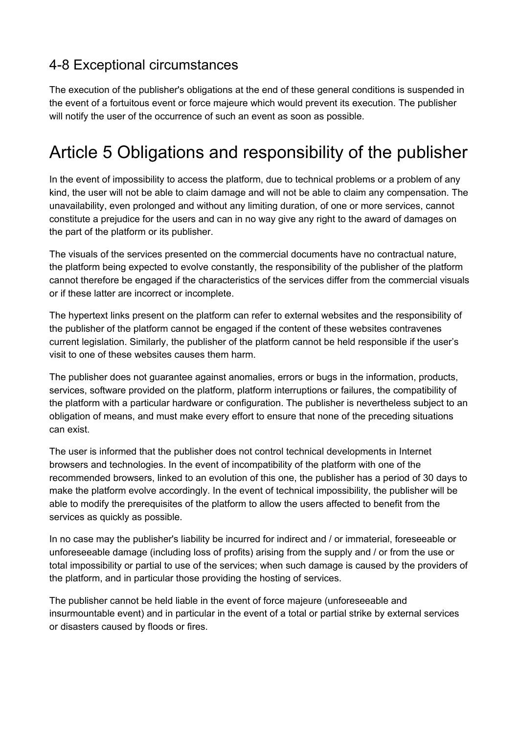### 4-8 Exceptional circumstances

The execution of the publisher's obligations at the end of these general conditions is suspended in the event of a fortuitous event or force majeure which would prevent its execution. The publisher will notify the user of the occurrence of such an event as soon as possible.

# Article 5 Obligations and responsibility of the publisher

In the event of impossibility to access the platform, due to technical problems or a problem of any kind, the user will not be able to claim damage and will not be able to claim any compensation. The unavailability, even prolonged and without any limiting duration, of one or more services, cannot constitute a prejudice for the users and can in no way give any right to the award of damages on the part of the platform or its publisher.

The visuals of the services presented on the commercial documents have no contractual nature, the platform being expected to evolve constantly, the responsibility of the publisher of the platform cannot therefore be engaged if the characteristics of the services differ from the commercial visuals or if these latter are incorrect or incomplete.

The hypertext links present on the platform can refer to external websites and the responsibility of the publisher of the platform cannot be engaged if the content of these websites contravenes current legislation. Similarly, the publisher of the platform cannot be held responsible if the user's visit to one of these websites causes them harm.

The publisher does not guarantee against anomalies, errors or bugs in the information, products, services, software provided on the platform, platform interruptions or failures, the compatibility of the platform with a particular hardware or configuration. The publisher is nevertheless subject to an obligation of means, and must make every effort to ensure that none of the preceding situations can exist.

The user is informed that the publisher does not control technical developments in Internet browsers and technologies. In the event of incompatibility of the platform with one of the recommended browsers, linked to an evolution of this one, the publisher has a period of 30 days to make the platform evolve accordingly. In the event of technical impossibility, the publisher will be able to modify the prerequisites of the platform to allow the users affected to benefit from the services as quickly as possible.

In no case may the publisher's liability be incurred for indirect and / or immaterial, foreseeable or unforeseeable damage (including loss of profits) arising from the supply and / or from the use or total impossibility or partial to use of the services; when such damage is caused by the providers of the platform, and in particular those providing the hosting of services.

The publisher cannot be held liable in the event of force majeure (unforeseeable and insurmountable event) and in particular in the event of a total or partial strike by external services or disasters caused by floods or fires.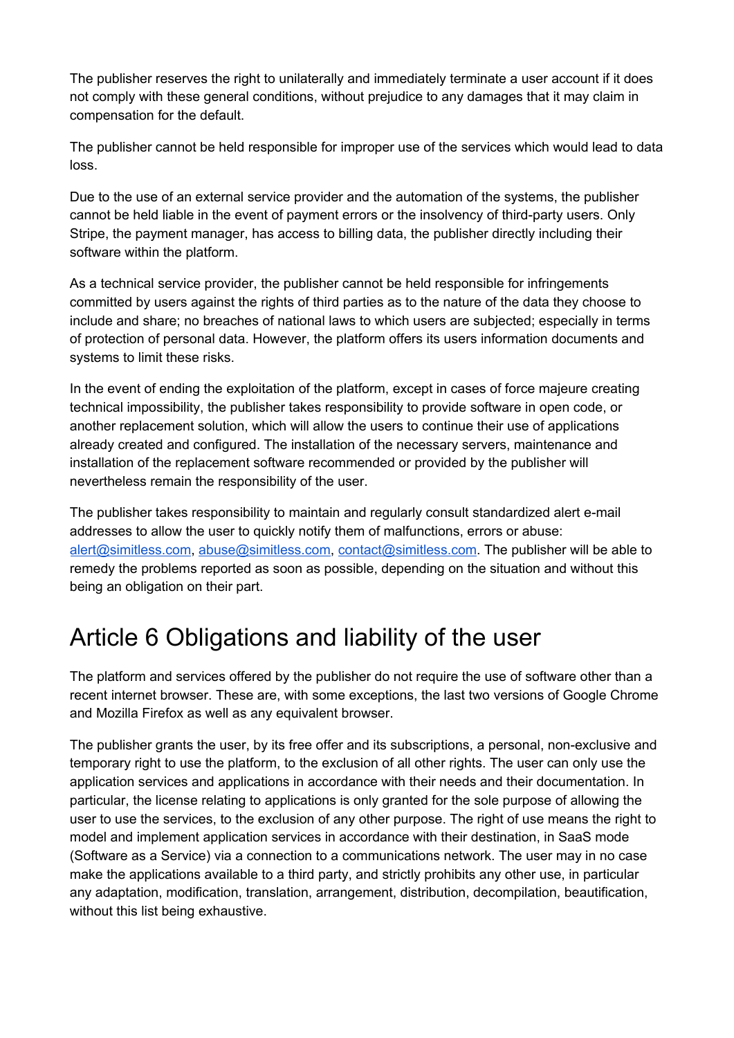The publisher reserves the right to unilaterally and immediately terminate a user account if it does not comply with these general conditions, without prejudice to any damages that it may claim in compensation for the default.

The publisher cannot be held responsible for improper use of the services which would lead to data loss.

Due to the use of an external service provider and the automation of the systems, the publisher cannot be held liable in the event of payment errors or the insolvency of third-party users. Only Stripe, the payment manager, has access to billing data, the publisher directly including their software within the platform.

As a technical service provider, the publisher cannot be held responsible for infringements committed by users against the rights of third parties as to the nature of the data they choose to include and share; no breaches of national laws to which users are subjected; especially in terms of protection of personal data. However, the platform offers its users information documents and systems to limit these risks.

In the event of ending the exploitation of the platform, except in cases of force majeure creating technical impossibility, the publisher takes responsibility to provide software in open code, or another replacement solution, which will allow the users to continue their use of applications already created and configured. The installation of the necessary servers, maintenance and installation of the replacement software recommended or provided by the publisher will nevertheless remain the responsibility of the user.

The publisher takes responsibility to maintain and regularly consult standardized alert e-mail addresses to allow the user to quickly notify them of malfunctions, errors or abuse: alert@simitless.com, abuse@simitless.com, contact@simitless.com. The publisher will be able to remedy the problems reported as soon as possible, depending on the situation and without this being an obligation on their part.

# Article 6 Obligations and liability of the user

The platform and services offered by the publisher do not require the use of software other than a recent internet browser. These are, with some exceptions, the last two versions of Google Chrome and Mozilla Firefox as well as any equivalent browser.

The publisher grants the user, by its free offer and its subscriptions, a personal, non-exclusive and temporary right to use the platform, to the exclusion of all other rights. The user can only use the application services and applications in accordance with their needs and their documentation. In particular, the license relating to applications is only granted for the sole purpose of allowing the user to use the services, to the exclusion of any other purpose. The right of use means the right to model and implement application services in accordance with their destination, in SaaS mode (Software as a Service) via a connection to a communications network. The user may in no case make the applications available to a third party, and strictly prohibits any other use, in particular any adaptation, modification, translation, arrangement, distribution, decompilation, beautification, without this list being exhaustive.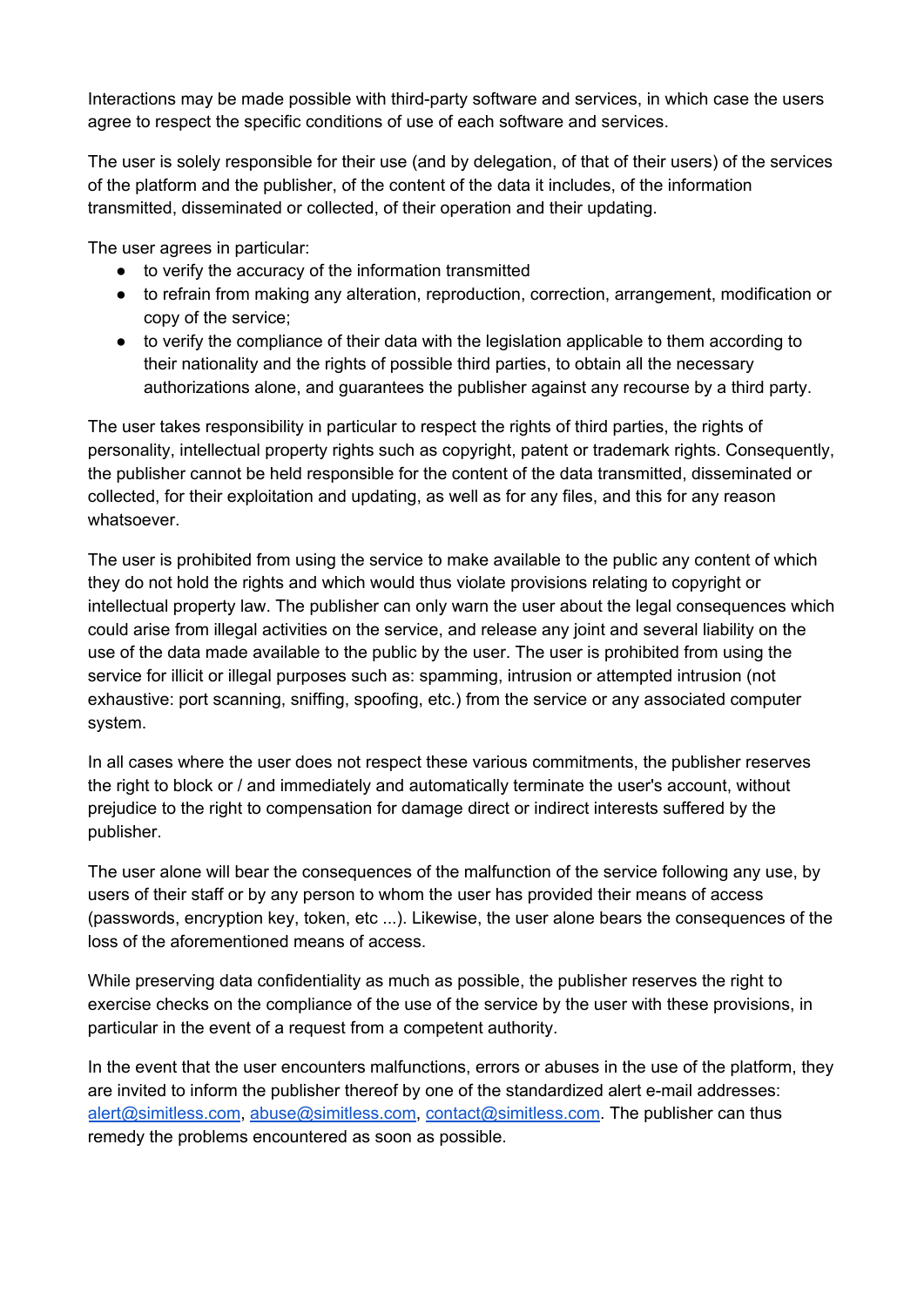Interactions may be made possible with third-party software and services, in which case the users agree to respect the specific conditions of use of each software and services.

The user is solely responsible for their use (and by delegation, of that of their users) of the services of the platform and the publisher, of the content of the data it includes, of the information transmitted, disseminated or collected, of their operation and their updating.

The user agrees in particular:

- to verify the accuracy of the information transmitted
- to refrain from making any alteration, reproduction, correction, arrangement, modification or copy of the service;
- to verify the compliance of their data with the legislation applicable to them according to their nationality and the rights of possible third parties, to obtain all the necessary authorizations alone, and guarantees the publisher against any recourse by a third party.

The user takes responsibility in particular to respect the rights of third parties, the rights of personality, intellectual property rights such as copyright, patent or trademark rights. Consequently, the publisher cannot be held responsible for the content of the data transmitted, disseminated or collected, for their exploitation and updating, as well as for any files, and this for any reason whatsoever.

The user is prohibited from using the service to make available to the public any content of which they do not hold the rights and which would thus violate provisions relating to copyright or intellectual property law. The publisher can only warn the user about the legal consequences which could arise from illegal activities on the service, and release any joint and several liability on the use of the data made available to the public by the user. The user is prohibited from using the service for illicit or illegal purposes such as: spamming, intrusion or attempted intrusion (not exhaustive: port scanning, sniffing, spoofing, etc.) from the service or any associated computer system.

In all cases where the user does not respect these various commitments, the publisher reserves the right to block or / and immediately and automatically terminate the user's account, without prejudice to the right to compensation for damage direct or indirect interests suffered by the publisher.

The user alone will bear the consequences of the malfunction of the service following any use, by users of their staff or by any person to whom the user has provided their means of access (passwords, encryption key, token, etc ...). Likewise, the user alone bears the consequences of the loss of the aforementioned means of access.

While preserving data confidentiality as much as possible, the publisher reserves the right to exercise checks on the compliance of the use of the service by the user with these provisions, in particular in the event of a request from a competent authority.

In the event that the user encounters malfunctions, errors or abuses in the use of the platform, they are invited to inform the publisher thereof by one of the standardized alert e-mail addresses: alert@simitless.com, abuse@simitless.com, contact@simitless.com. The publisher can thus remedy the problems encountered as soon as possible.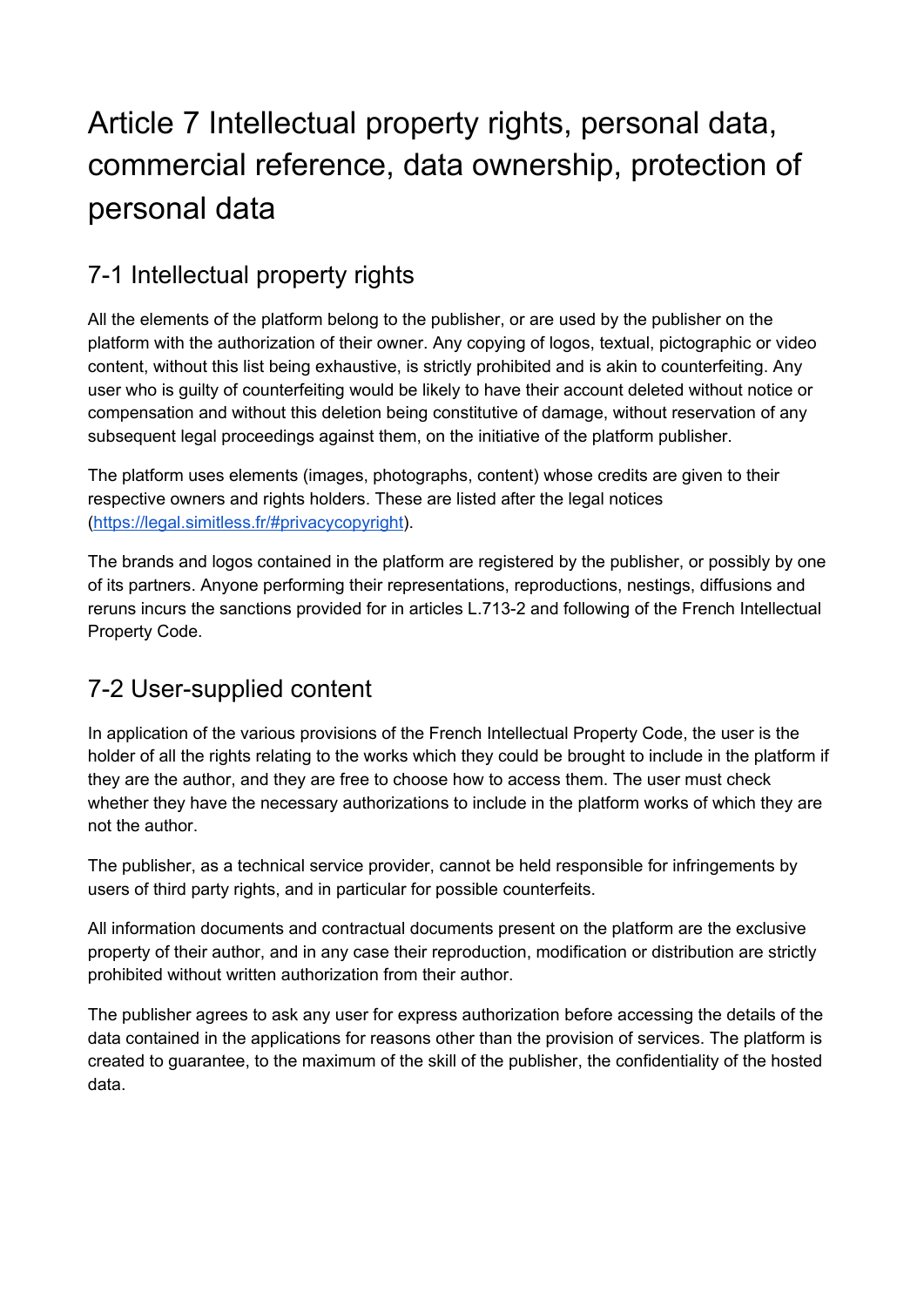# Article 7 Intellectual property rights, personal data, commercial reference, data ownership, protection of personal data

## 7-1 Intellectual property rights

All the elements of the platform belong to the publisher, or are used by the publisher on the platform with the authorization of their owner. Any copying of logos, textual, pictographic or video content, without this list being exhaustive, is strictly prohibited and is akin to counterfeiting. Any user who is guilty of counterfeiting would be likely to have their account deleted without notice or compensation and without this deletion being constitutive of damage, without reservation of any subsequent legal proceedings against them, on the initiative of the platform publisher.

The platform uses elements (images, photographs, content) whose credits are given to their respective owners and rights holders. These are listed after the legal notices ([https://legal.simitless.fr/#privacycopyright](https://legal.simitless.fr/#privacycopyright)).

The brands and logos contained in the platform are registered by the publisher, or possibly by one of its partners. Anyone performing their representations, reproductions, nestings, diffusions and reruns incurs the sanctions provided for in articles L.713-2 and following of the French Intellectual Property Code.

## 7-2 User-supplied content

In application of the various provisions of the French Intellectual Property Code, the user is the holder of all the rights relating to the works which they could be brought to include in the platform if they are the author, and they are free to choose how to access them. The user must check whether they have the necessary authorizations to include in the platform works of which they are not the author.

The publisher, as a technical service provider, cannot be held responsible for infringements by users of third party rights, and in particular for possible counterfeits.

All information documents and contractual documents present on the platform are the exclusive property of their author, and in any case their reproduction, modification or distribution are strictly prohibited without written authorization from their author.

The publisher agrees to ask any user for express authorization before accessing the details of the data contained in the applications for reasons other than the provision of services. The platform is created to guarantee, to the maximum of the skill of the publisher, the confidentiality of the hosted data.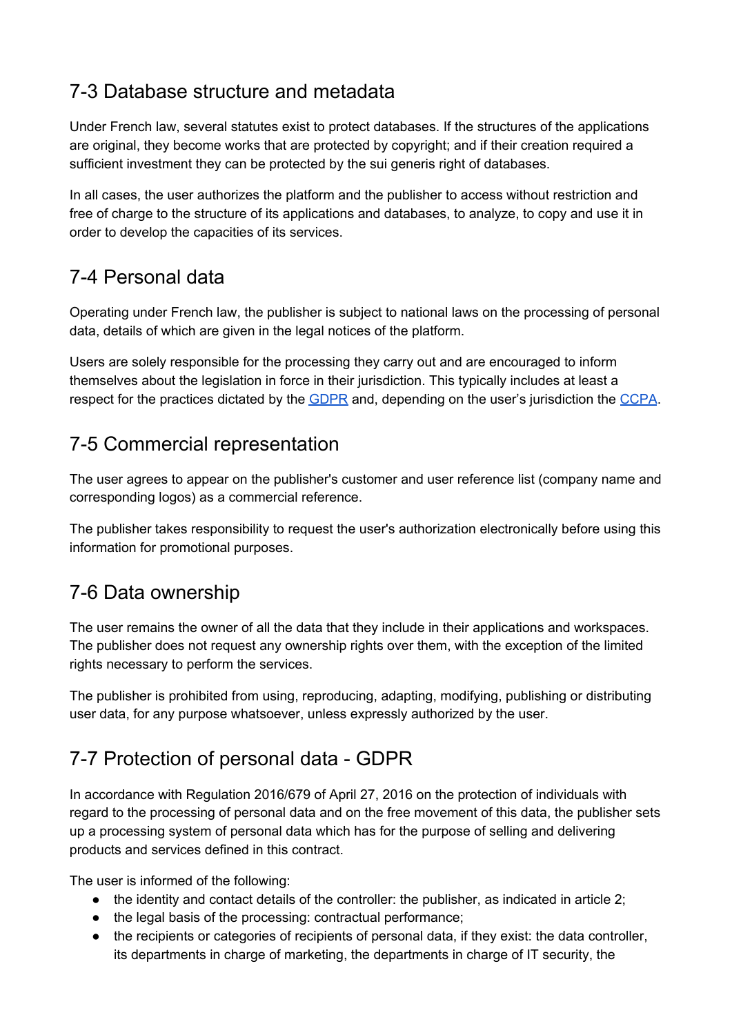## 7-3 Database structure and metadata

Under French law, several statutes exist to protect databases. If the structures of the applications are original, they become works that are protected by copyright; and if their creation required a sufficient investment they can be protected by the sui generis right of databases.

In all cases, the user authorizes the platform and the publisher to access without restriction and free of charge to the structure of its applications and databases, to analyze, to copy and use it in order to develop the capacities of its services.

## 7-4 Personal data

Operating under French law, the publisher is subject to national laws on the processing of personal data, details of which are given in the legal notices of the platform.

Users are solely responsible for the processing they carry out and are encouraged to inform themselves about the legislation in force in their jurisdiction. This typically includes at least a respect for the practices dictated by the GDPR and, depending on the user's jurisdiction the CCPA.

## 7-5 Commercial representation

The user agrees to appear on the publisher's customer and user reference list (company name and corresponding logos) as a commercial reference.

The publisher takes responsibility to request the user's authorization electronically before using this information for promotional purposes.

## 7-6 Data ownership

The user remains the owner of all the data that they include in their applications and workspaces. The publisher does not request any ownership rights over them, with the exception of the limited rights necessary to perform the services.

The publisher is prohibited from using, reproducing, adapting, modifying, publishing or distributing user data, for any purpose whatsoever, unless expressly authorized by the user.

## 7-7 Protection of personal data - GDPR

In accordance with Regulation 2016/679 of April 27, 2016 on the protection of individuals with regard to the processing of personal data and on the free movement of this data, the publisher sets up a processing system of personal data which has for the purpose of selling and delivering products and services defined in this contract.

The user is informed of the following:

- the identity and contact details of the controller: the publisher, as indicated in article 2;
- the legal basis of the processing: contractual performance;
- the recipients or categories of recipients of personal data, if they exist: the data controller, its departments in charge of marketing, the departments in charge of IT security, the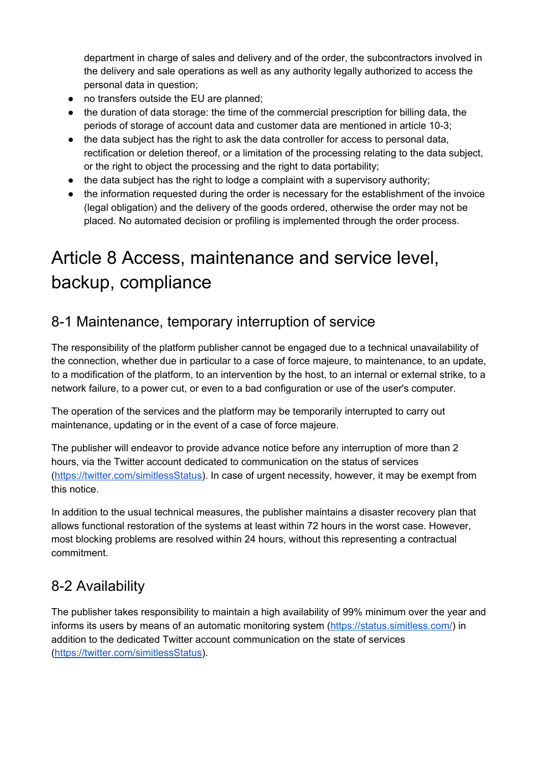department in charge of sales and delivery and of the order, the subcontractors involved in the delivery and sale operations as well as any authority legally authorized to access the personal data in question;

- no transfers outside the EU are planned;
- the duration of data storage: the time of the commercial prescription for billing data, the periods of storage of account data and customer data are mentioned in article 10-3;
- the data subject has the right to ask the data controller for access to personal data, rectification or deletion thereof, or a limitation of the processing relating to the data subject, or the right to object the processing and the right to data portability;
- the data subject has the right to lodge a complaint with a supervisory authority;
- the information requested during the order is necessary for the establishment of the invoice (legal obligation) and the delivery of the goods ordered, otherwise the order may not be placed. No automated decision or profiling is implemented through the order process.

# Article 8 Access, maintenance and service level, backup, compliance

## 8-1 Maintenance, temporary interruption of service

The responsibility of the platform publisher cannot be engaged due to a technical unavailability of the connection, whether due in particular to a case of force majeure, to maintenance, to an update, to a modification of the platform, to an intervention by the host, to an internal or external strike, to a network failure, to a power cut, or even to a bad configuration or use of the user's computer.

The operation of the services and the platform may be temporarily interrupted to carry out maintenance, updating or in the event of a case of force majeure.

The publisher will endeavor to provide advance notice before any interruption of more than 2 hours, via the Twitter account dedicated to communication on the status of services ([https://twitter.com/simitlessStatus](https://twitter.com/simitlessStatus)). In case of urgent necessity, however, it may be exempt from this notice.

In addition to the usual technical measures, the publisher maintains a disaster recovery plan that allows functional restoration of the systems at least within 72 hours in the worst case. However, most blocking problems are resolved within 24 hours, without this representing a contractual commitment.

## 8-2 Availability

The publisher takes responsibility to maintain a high availability of 99% minimum over the year and informs its users by means of an automatic monitoring system ([https://status.simitless.com/](https://status.simitless.com/)) in addition to the dedicated Twitter account communication on the state of services ([https://twitter.com/simitlessStatus](https://twitter.com/simitlessStatus)).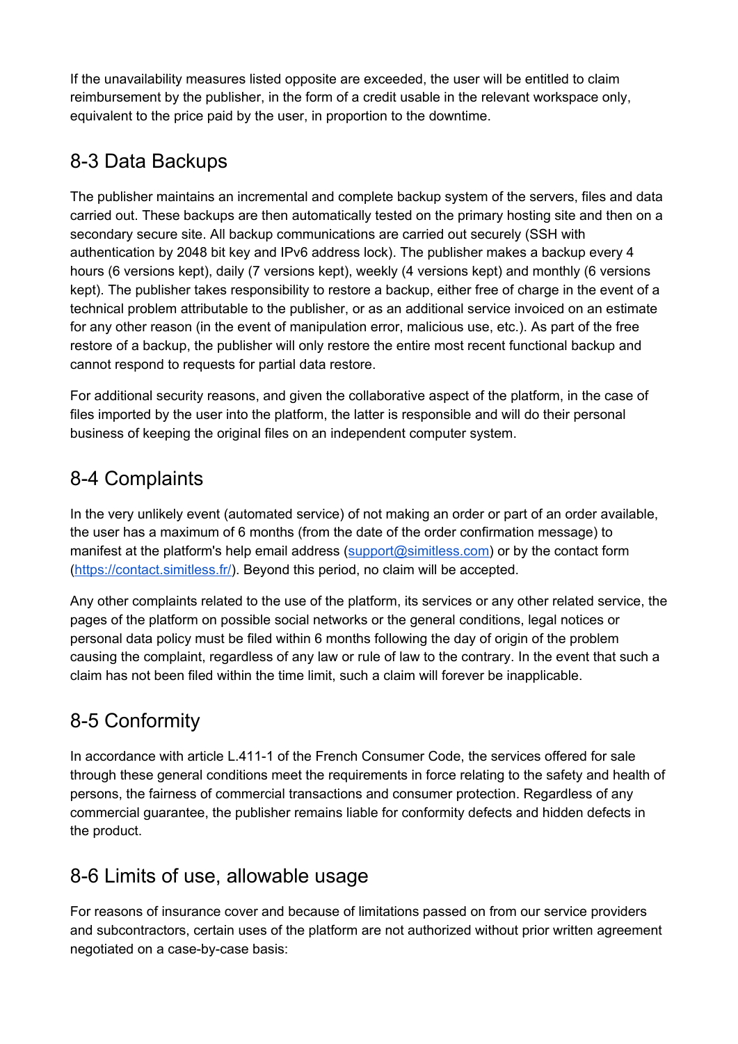If the unavailability measures listed opposite are exceeded, the user will be entitled to claim reimbursement by the publisher, in the form of a credit usable in the relevant workspace only, equivalent to the price paid by the user, in proportion to the downtime.

## 8-3 Data Backups

The publisher maintains an incremental and complete backup system of the servers, files and data carried out. These backups are then automatically tested on the primary hosting site and then on a secondary secure site. All backup communications are carried out securely (SSH with authentication by 2048 bit key and IPv6 address lock). The publisher makes a backup every 4 hours (6 versions kept), daily (7 versions kept), weekly (4 versions kept) and monthly (6 versions kept). The publisher takes responsibility to restore a backup, either free of charge in the event of a technical problem attributable to the publisher, or as an additional service invoiced on an estimate for any other reason (in the event of manipulation error, malicious use, etc.). As part of the free restore of a backup, the publisher will only restore the entire most recent functional backup and cannot respond to requests for partial data restore.

For additional security reasons, and given the collaborative aspect of the platform, in the case of files imported by the user into the platform, the latter is responsible and will do their personal business of keeping the original files on an independent computer system.

## 8-4 Complaints

In the very unlikely event (automated service) of not making an order or part of an order available, the user has a maximum of 6 months (from the date of the order confirmation message) to manifest at the platform's help email address ([support@simitless.com](mailto:support@simitless.com)) or by the contact form ([https://contact.simitless.fr/](https://contact.simitless.fr/)). Beyond this period, no claim will be accepted.

Any other complaints related to the use of the platform, its services or any other related service, the pages of the platform on possible social networks or the general conditions, legal notices or personal data policy must be filed within 6 months following the day of origin of the problem causing the complaint, regardless of any law or rule of law to the contrary. In the event that such a claim has not been filed within the time limit, such a claim will forever be inapplicable.

## 8-5 Conformity

In accordance with article L.411-1 of the French Consumer Code, the services offered for sale through these general conditions meet the requirements in force relating to the safety and health of persons, the fairness of commercial transactions and consumer protection. Regardless of any commercial guarantee, the publisher remains liable for conformity defects and hidden defects in the product.

## 8-6 Limits of use, allowable usage

For reasons of insurance cover and because of limitations passed on from our service providers and subcontractors, certain uses of the platform are not authorized without prior written agreement negotiated on a case-by-case basis: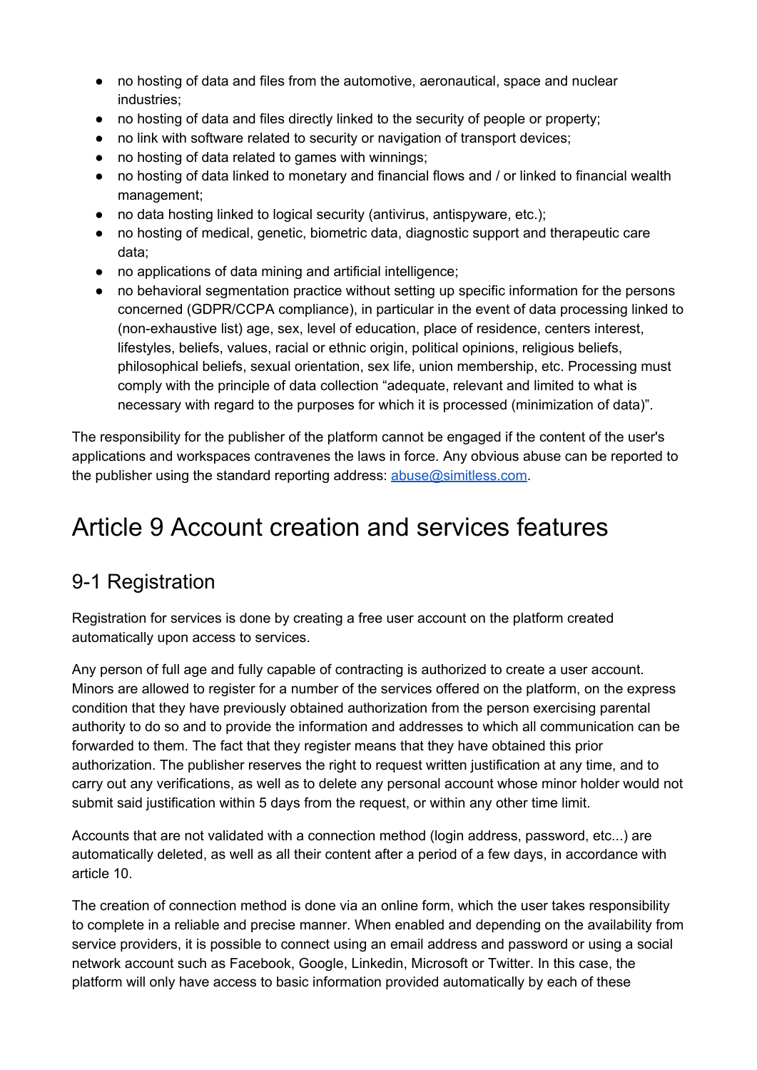- no hosting of data and files from the automotive, aeronautical, space and nuclear industries;
- no hosting of data and files directly linked to the security of people or property;
- no link with software related to security or navigation of transport devices;
- no hosting of data related to games with winnings;
- no hosting of data linked to monetary and financial flows and / or linked to financial wealth management;
- no data hosting linked to logical security (antivirus, antispyware, etc.);
- no hosting of medical, genetic, biometric data, diagnostic support and therapeutic care data;
- no applications of data mining and artificial intelligence;
- no behavioral segmentation practice without setting up specific information for the persons concerned (GDPR/CCPA compliance), in particular in the event of data processing linked to (non-exhaustive list) age, sex, level of education, place of residence, centers interest, lifestyles, beliefs, values, racial or ethnic origin, political opinions, religious beliefs, philosophical beliefs, sexual orientation, sex life, union membership, etc. Processing must comply with the principle of data collection "adequate, relevant and limited to what is necessary with regard to the purposes for which it is processed (minimization of data)".

The responsibility for the publisher of the platform cannot be engaged if the content of the user's applications and workspaces contravenes the laws in force. Any obvious abuse can be reported to the publisher using the standard reporting address: abuse@simitless.com.

# Article 9 Account creation and services features

## 9-1 Registration

Registration for services is done by creating a free user account on the platform created automatically upon access to services.

Any person of full age and fully capable of contracting is authorized to create a user account. Minors are allowed to register for a number of the services offered on the platform, on the express condition that they have previously obtained authorization from the person exercising parental authority to do so and to provide the information and addresses to which all communication can be forwarded to them. The fact that they register means that they have obtained this prior authorization. The publisher reserves the right to request written justification at any time, and to carry out any verifications, as well as to delete any personal account whose minor holder would not submit said justification within 5 days from the request, or within any other time limit.

Accounts that are not validated with a connection method (login address, password, etc...) are automatically deleted, as well as all their content after a period of a few days, in accordance with article 10.

The creation of connection method is done via an online form, which the user takes responsibility to complete in a reliable and precise manner. When enabled and depending on the availability from service providers, it is possible to connect using an email address and password or using a social network account such as Facebook, Google, Linkedin, Microsoft or Twitter. In this case, the platform will only have access to basic information provided automatically by each of these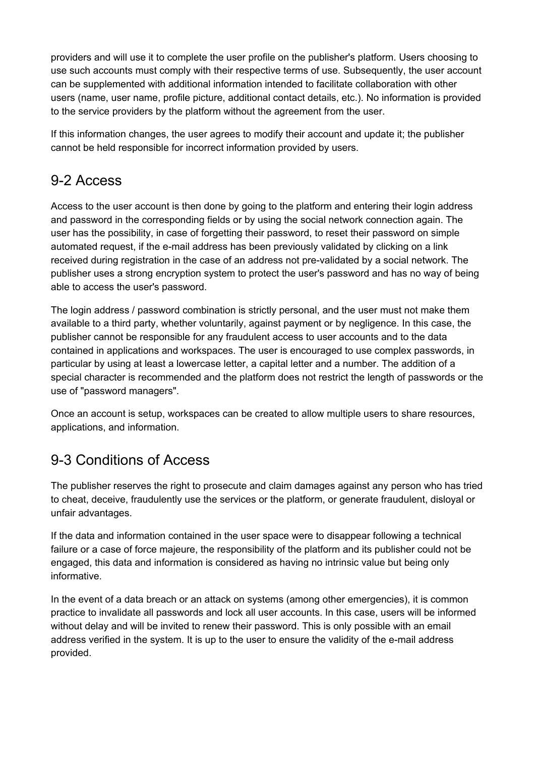providers and will use it to complete the user profile on the publisher's platform. Users choosing to use such accounts must comply with their respective terms of use. Subsequently, the user account can be supplemented with additional information intended to facilitate collaboration with other users (name, user name, profile picture, additional contact details, etc.). No information is provided to the service providers by the platform without the agreement from the user.

If this information changes, the user agrees to modify their account and update it; the publisher cannot be held responsible for incorrect information provided by users.

## 9-2 Access

Access to the user account is then done by going to the platform and entering their login address and password in the corresponding fields or by using the social network connection again. The user has the possibility, in case of forgetting their password, to reset their password on simple automated request, if the e-mail address has been previously validated by clicking on a link received during registration in the case of an address not pre-validated by a social network. The publisher uses a strong encryption system to protect the user's password and has no way of being able to access the user's password.

The login address / password combination is strictly personal, and the user must not make them available to a third party, whether voluntarily, against payment or by negligence. In this case, the publisher cannot be responsible for any fraudulent access to user accounts and to the data contained in applications and workspaces. The user is encouraged to use complex passwords, in particular by using at least a lowercase letter, a capital letter and a number. The addition of a special character is recommended and the platform does not restrict the length of passwords or the use of "password managers".

Once an account is setup, workspaces can be created to allow multiple users to share resources, applications, and information.

## 9-3 Conditions of Access

The publisher reserves the right to prosecute and claim damages against any person who has tried to cheat, deceive, fraudulently use the services or the platform, or generate fraudulent, disloyal or unfair advantages.

If the data and information contained in the user space were to disappear following a technical failure or a case of force majeure, the responsibility of the platform and its publisher could not be engaged, this data and information is considered as having no intrinsic value but being only informative.

In the event of a data breach or an attack on systems (among other emergencies), it is common practice to invalidate all passwords and lock all user accounts. In this case, users will be informed without delay and will be invited to renew their password. This is only possible with an email address verified in the system. It is up to the user to ensure the validity of the e-mail address provided.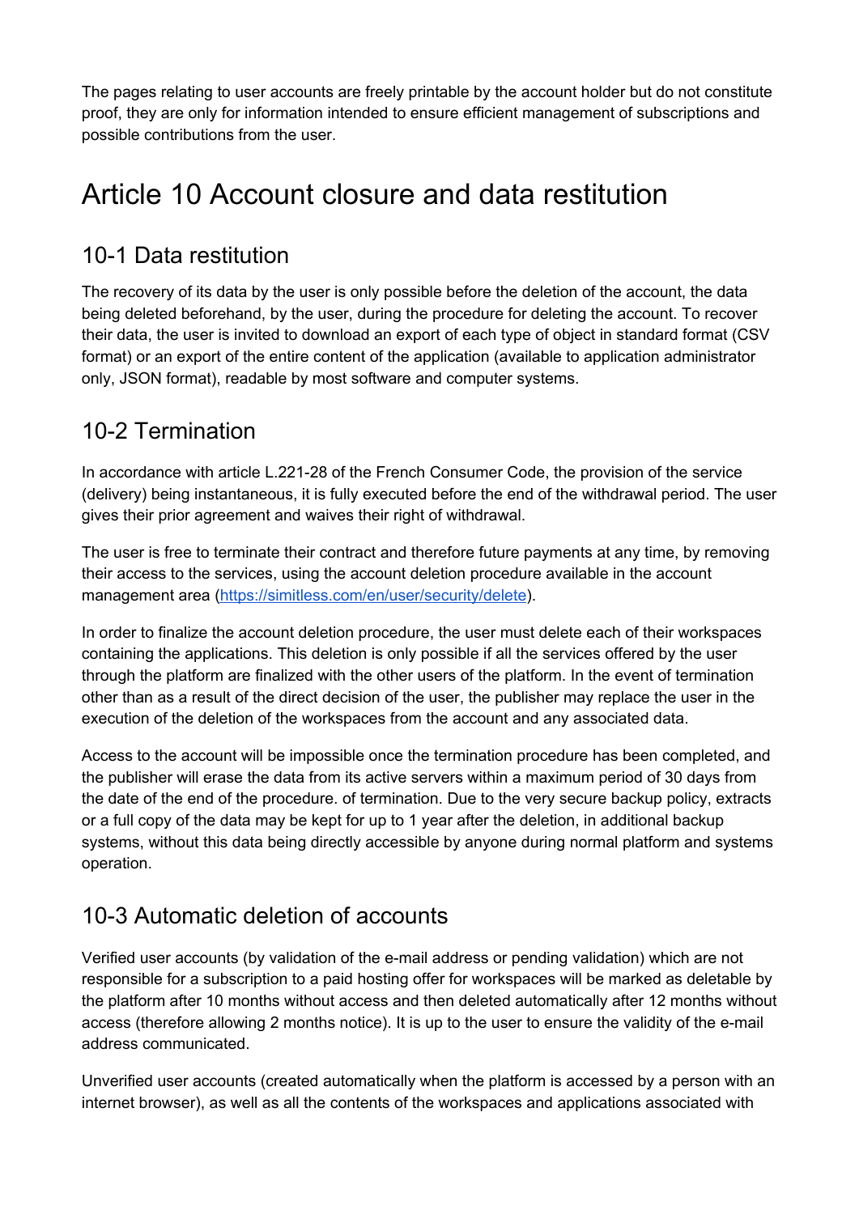The pages relating to user accounts are freely printable by the account holder but do not constitute proof, they are only for information intended to ensure efficient management of subscriptions and possible contributions from the user.

# Article 10 Account closure and data restitution

## 10-1 Data restitution

The recovery of its data by the user is only possible before the deletion of the account, the data being deleted beforehand, by the user, during the procedure for deleting the account. To recover their data, the user is invited to download an export of each type of object in standard format (CSV format) or an export of the entire content of the application (available to application administrator only, JSON format), readable by most software and computer systems.

## 10-2 Termination

In accordance with article L.221-28 of the French Consumer Code, the provision of the service (delivery) being instantaneous, it is fully executed before the end of the withdrawal period. The user gives their prior agreement and waives their right of withdrawal.

The user is free to terminate their contract and therefore future payments at any time, by removing their access to the services, using the account deletion procedure available in the account management area ([https://simitless.com/en/user/security/delete](https://simitless.com/en/user/security/delete)).

In order to finalize the account deletion procedure, the user must delete each of their workspaces containing the applications. This deletion is only possible if all the services offered by the user through the platform are finalized with the other users of the platform. In the event of termination other than as a result of the direct decision of the user, the publisher may replace the user in the execution of the deletion of the workspaces from the account and any associated data.

Access to the account will be impossible once the termination procedure has been completed, and the publisher will erase the data from its active servers within a maximum period of 30 days from the date of the end of the procedure. of termination. Due to the very secure backup policy, extracts or a full copy of the data may be kept for up to 1 year after the deletion, in additional backup systems, without this data being directly accessible by anyone during normal platform and systems operation.

## 10-3 Automatic deletion of accounts

Verified user accounts (by validation of the e-mail address or pending validation) which are not responsible for a subscription to a paid hosting offer for workspaces will be marked as deletable by the platform after 10 months without access and then deleted automatically after 12 months without access (therefore allowing 2 months notice). It is up to the user to ensure the validity of the e-mail address communicated.

Unverified user accounts (created automatically when the platform is accessed by a person with an internet browser), as well as all the contents of the workspaces and applications associated with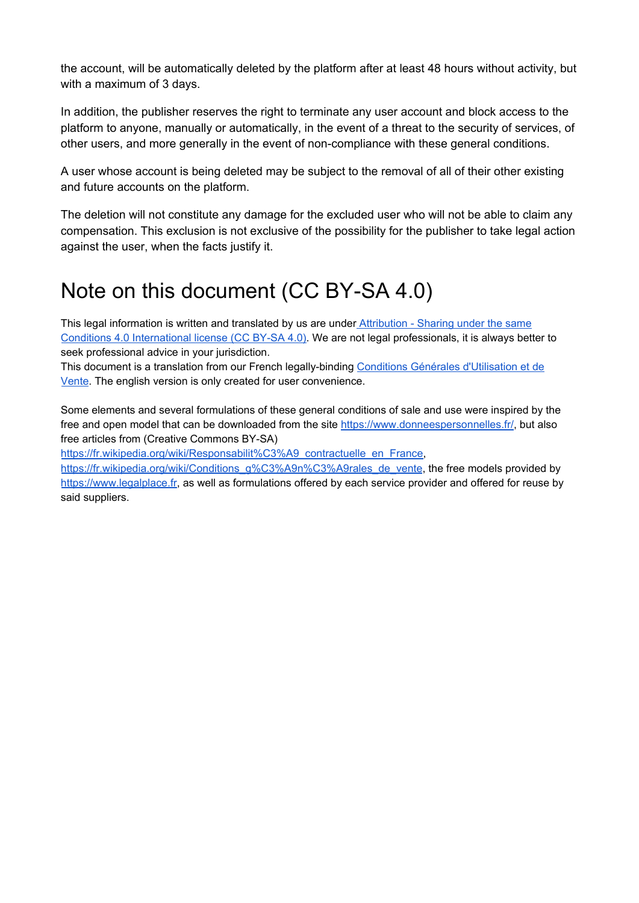the account, will be automatically deleted by the platform after at least 48 hours without activity, but with a maximum of 3 days.

In addition, the publisher reserves the right to terminate any user account and block access to the platform to anyone, manually or automatically, in the event of a threat to the security of services, of other users, and more generally in the event of non-compliance with these general conditions.

A user whose account is being deleted may be subject to the removal of all of their other existing and future accounts on the platform.

The deletion will not constitute any damage for the excluded user who will not be able to claim any compensation. This exclusion is not exclusive of the possibility for the publisher to take legal action against the user, when the facts justify it.

# Note on this document (CC BY-SA 4.0)

This legal information is written and translated by us are under Attribution - Sharing under the same Conditions 4.0 International license (CC BY-SA 4.0). We are not legal professionals, it is always better to seek professional advice in your jurisdiction.
This document is a translation from our French legally-binding Conditions Générales d'Utilisation et de Vente. The english version is only created for user convenience.

Some elements and several formulations of these general conditions of sale and use were inspired by the free and open model that can be downloaded from the site https://www.donneespersonnelles.fr/, but also free articles from (Creative Commons BY-SA) https://fr.wikipedia.org/wiki/Responsabilit%C3%A9_contractuelle_en_France, https://fr.wikipedia.org/wiki/Conditions_g%C3%A9n%C3%A9rales_de_vente, the free models provided by https://www.legalplace.fr, as well as formulations offered by each service provider and offered for reuse by said suppliers.